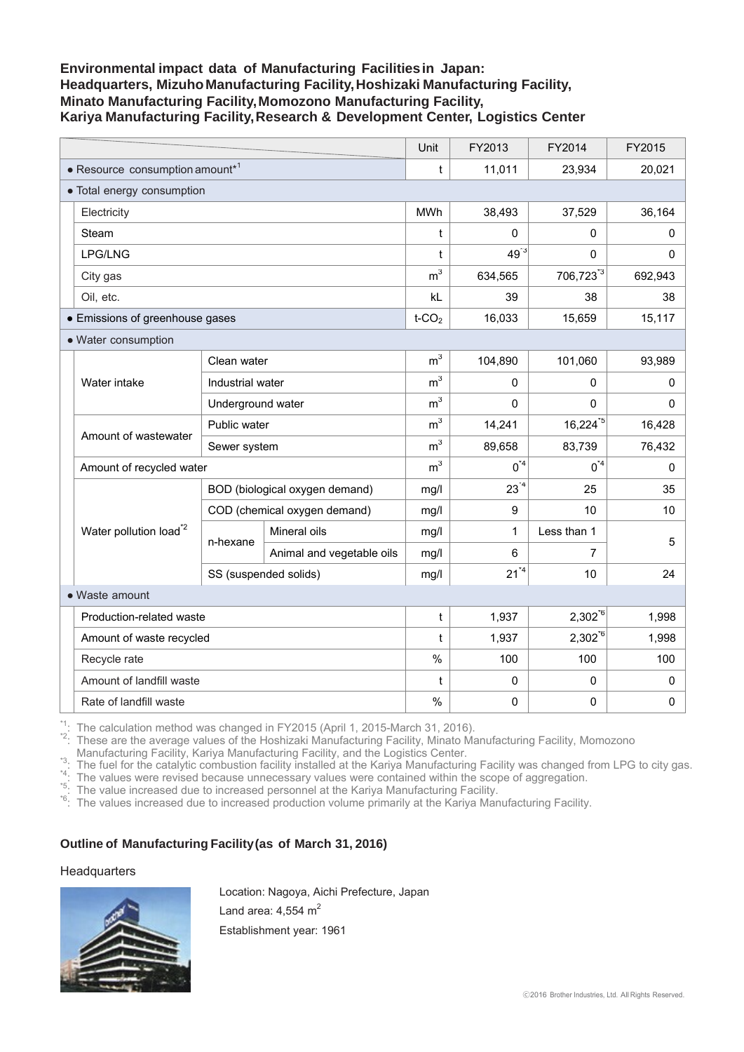## Environmental impact data of Manufacturing Facilities in Japan: Headquarters, Mizuho Manufacturing Facility, Hoshizaki Manufacturing Facility, Minato Manufacturing Facility, Momozono Manufacturing Facility, Kariya Manufacturing Facility, Research & Development Center, Logistics Center

| | | | Unit | FY2013 | FY2014 | FY2015 |
|---|---|---|---|---|---|---|
| ● Resource consumption amount*[1] | | | t | 11,011 | 23,934 | 20,021 |
| ● Total energy consumption | | | | | | |
| Electricity | | | MWh | 38,493 | 37,529 | 36,164 |
| Steam | | | t | 0 | 0 | 0 |
| LPG/LNG | | | t | 49[*3] | 0 | 0 |
| City gas | | | $m^3$ | 634,565 | 706,723[*3] | 692,943 |
| Oil, etc. | | | kL | 39 | 38 | 38 |
| ● Emissions of greenhouse gases | | | $t\text{-}CO_2$ | 16,033 | 15,659 | 15,117 |
| ● Water consumption | | | | | | |
| Water intake | Clean water | | $m^3$ | 104,890 | 101,060 | 93,989 |
| | Industrial water | | $m^3$ | 0 | 0 | 0 |
| | Underground water | | $m^3$ | 0 | 0 | 0 |
| Amount of wastewater | Public water | | $m^3$ | 14,241 | 16,224[*5] | 16,428 |
| | Sewer system | | $m^3$ | 89,658 | 83,739 | 76,432 |
| Amount of recycled water | | | $m^3$ | 0[*4] | 0[*4] | 0 |
| Water pollution load[*2] | BOD (biological oxygen demand) | | mg/l | 23[*4] | 25 | 35 |
| | COD (chemical oxygen demand) | | mg/l | 9 | 10 | 10 |
| | n-hexane | Mineral oils | mg/l | 1 | Less than 1 | 5 |
| | | Animal and vegetable oils | mg/l | 6 | 7 | |
| | SS (suspended solids) | | mg/l | 21[*4] | 10 | 24 |
| ● Waste amount | | | | | | |
| Production-related waste | | | t | 1,937 | 2,302[*6] | 1,998 |
| Amount of waste recycled | | | t | 1,937 | 2,302[*6] | 1,998 |
| Recycle rate | | | % | 100 | 100 | 100 |
| Amount of landfill waste | | | t | 0 | 0 | 0 |
| Rate of landfill waste | | | % | 0 | 0 | 0 |

*1: The calculation method was changed in FY2015 (April 1, 2015-March 31, 2016).
*2: These are the average values of the Hoshizaki Manufacturing Facility, Minato Manufacturing Facility, Momozono Manufacturing Facility, Kariya Manufacturing Facility, and the Logistics Center.
*3: The fuel for the catalytic combustion facility installed at the Kariya Manufacturing Facility was changed from LPG to city gas.
*4: The values were revised because unnecessary values were contained within the scope of aggregation.
*5: The value increased due to increased personnel at the Kariya Manufacturing Facility.
*6: The values increased due to increased production volume primarily at the Kariya Manufacturing Facility.

### Outline of Manufacturing Facility (as of March 31, 2016)

Headquarters

Location: Nagoya, Aichi Prefecture, Japan
Land area: 4,554 $m^2$
Establishment year: 1961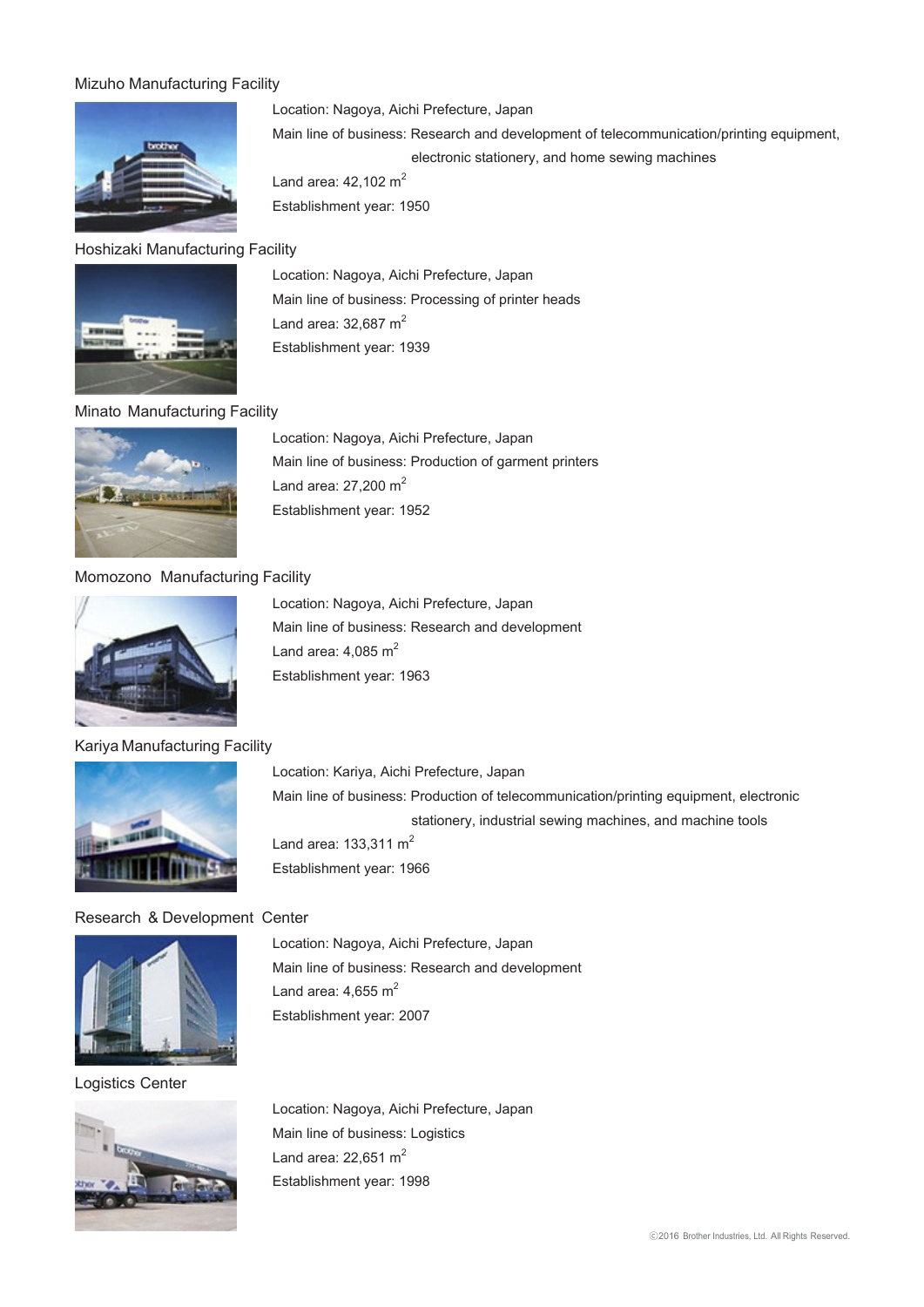### Mizuho Manufacturing Facility

Location: Nagoya, Aichi Prefecture, Japan

Main line of business: Research and development of telecommunication/printing equipment, electronic stationery, and home sewing machines

Land area: 42,102 $m^2$

Establishment year: 1950

### Hoshizaki Manufacturing Facility

Location: Nagoya, Aichi Prefecture, Japan

Main line of business: Processing of printer heads

Land area: 32,687 $m^2$

Establishment year: 1939

### Minato Manufacturing Facility

Location: Nagoya, Aichi Prefecture, Japan

Main line of business: Production of garment printers

Land area: 27,200 $m^2$

Establishment year: 1952

### Momozono Manufacturing Facility

Location: Nagoya, Aichi Prefecture, Japan

Main line of business: Research and development

Land area: 4,085 $m^2$

Establishment year: 1963

### Kariya Manufacturing Facility

Location: Kariya, Aichi Prefecture, Japan

Main line of business: Production of telecommunication/printing equipment, electronic stationery, industrial sewing machines, and machine tools

Land area: 133,311 $m^2$

Establishment year: 1966

### Research & Development Center

Location: Nagoya, Aichi Prefecture, Japan

Main line of business: Research and development

Land area: 4,655 $m^2$

Establishment year: 2007

### Logistics Center

Location: Nagoya, Aichi Prefecture, Japan

Main line of business: Logistics

Land area: 22,651 $m^2$

Establishment year: 1998

ⓒ2016 Brother Industries, Ltd. All Rights Reserved.